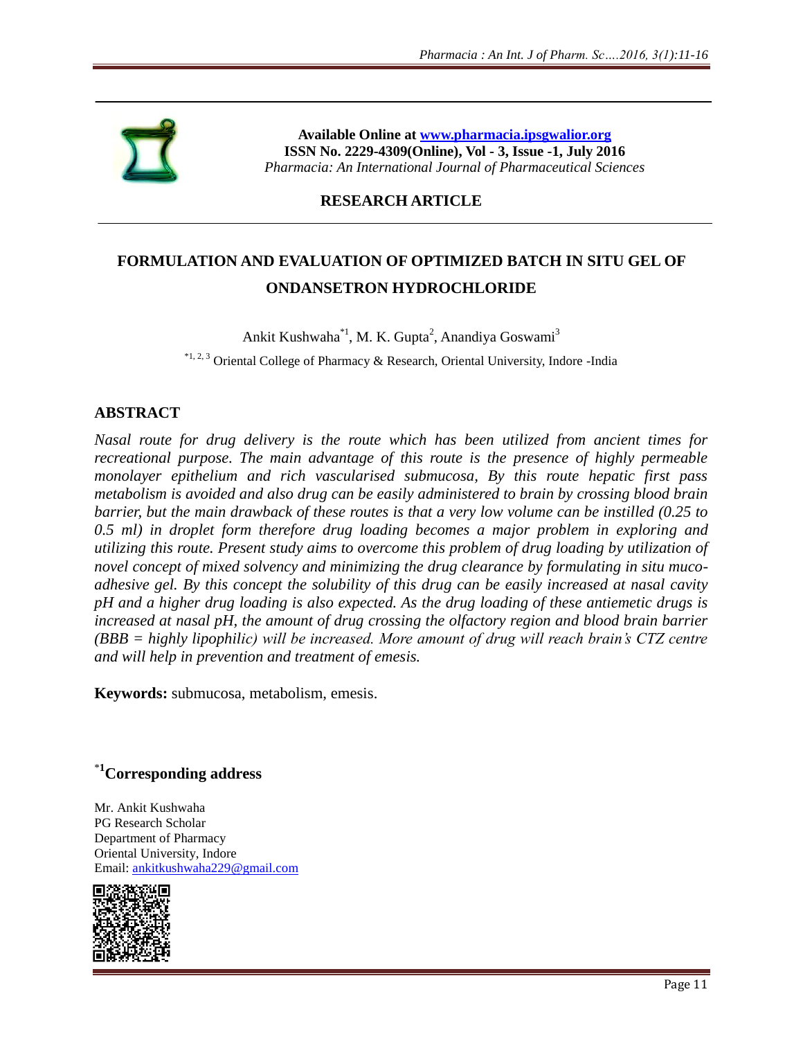**Available Online at www.pharmacia.ipsgwalior.org**
**ISSN No. 2229-4309(Online), Vol - 3, Issue -1, July 2016**
*Pharmacia: An International Journal of Pharmaceutical Sciences*

**RESEARCH ARTICLE**

# FORMULATION AND EVALUATION OF OPTIMIZED BATCH IN SITU GEL OF ONDANSETRON HYDROCHLORIDE

Ankit Kushwaha[*1], M. K. Gupta[2], Anandiya Goswami[3]

[*1, 2, 3] Oriental College of Pharmacy & Research, Oriental University, Indore -India

## ABSTRACT

*Nasal route for drug delivery is the route which has been utilized from ancient times for recreational purpose. The main advantage of this route is the presence of highly permeable monolayer epithelium and rich vascularised submucosa, By this route hepatic first pass metabolism is avoided and also drug can be easily administered to brain by crossing blood brain barrier, but the main drawback of these routes is that a very low volume can be instilled (0.25 to 0.5 ml) in droplet form therefore drug loading becomes a major problem in exploring and utilizing this route. Present study aims to overcome this problem of drug loading by utilization of novel concept of mixed solvency and minimizing the drug clearance by formulating in situ muco-adhesive gel. By this concept the solubility of this drug can be easily increased at nasal cavity pH and a higher drug loading is also expected. As the drug loading of these antiemetic drugs is increased at nasal pH, the amount of drug crossing the olfactory region and blood brain barrier (BBB = highly lipophilic) will be increased. More amount of drug will reach brain's CTZ centre and will help in prevention and treatment of emesis.*

**Keywords:** submucosa, metabolism, emesis.

## [*1]Corresponding address

Mr. Ankit Kushwaha
PG Research Scholar
Department of Pharmacy
Oriental University, Indore
Email: ankitkushwaha229@gmail.com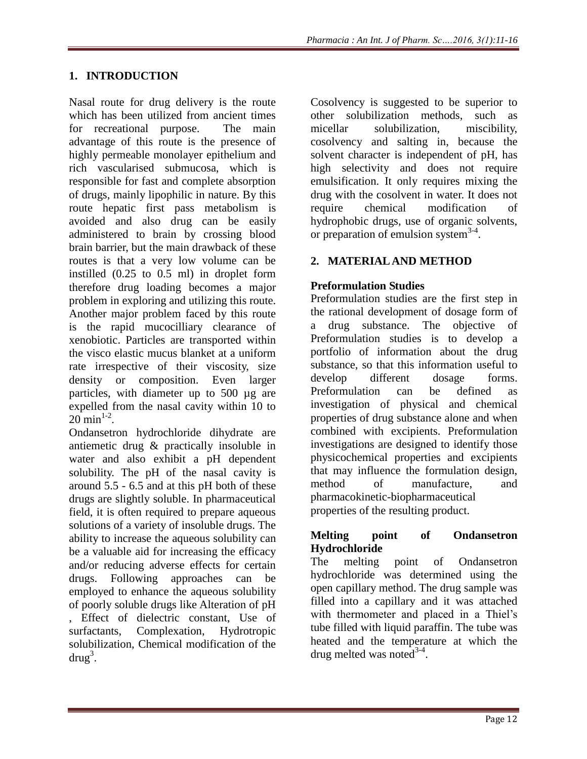## 1. INTRODUCTION

Nasal route for drug delivery is the route which has been utilized from ancient times for recreational purpose. The main advantage of this route is the presence of highly permeable monolayer epithelium and rich vascularised submucosa, which is responsible for fast and complete absorption of drugs, mainly lipophilic in nature. By this route hepatic first pass metabolism is avoided and also drug can be easily administered to brain by crossing blood brain barrier, but the main drawback of these routes is that a very low volume can be instilled (0.25 to 0.5 ml) in droplet form therefore drug loading becomes a major problem in exploring and utilizing this route. Another major problem faced by this route is the rapid mucocilliary clearance of xenobiotic. Particles are transported within the visco elastic mucus blanket at a uniform rate irrespective of their viscosity, size density or composition. Even larger particles, with diameter up to 500 µg are expelled from the nasal cavity within 10 to 20 min[1-2].

Ondansetron hydrochloride dihydrate are antiemetic drug & practically insoluble in water and also exhibit a pH dependent solubility. The pH of the nasal cavity is around 5.5 - 6.5 and at this pH both of these drugs are slightly soluble. In pharmaceutical field, it is often required to prepare aqueous solutions of a variety of insoluble drugs. The ability to increase the aqueous solubility can be a valuable aid for increasing the efficacy and/or reducing adverse effects for certain drugs. Following approaches can be employed to enhance the aqueous solubility of poorly soluble drugs like Alteration of pH , Effect of dielectric constant, Use of surfactants, Complexation, Hydrotropic solubilization, Chemical modification of the drug[3].

Cosolvency is suggested to be superior to other solubilization methods, such as micellar solubilization, miscibility, cosolvency and salting in, because the solvent character is independent of pH, has high selectivity and does not require emulsification. It only requires mixing the drug with the cosolvent in water. It does not require chemical modification of hydrophobic drugs, use of organic solvents, or preparation of emulsion system[3-4].

## 2. MATERIAL AND METHOD

### Preformulation Studies

Preformulation studies are the first step in the rational development of dosage form of a drug substance. The objective of Preformulation studies is to develop a portfolio of information about the drug substance, so that this information useful to develop different dosage forms. Preformulation can be defined as investigation of physical and chemical properties of drug substance alone and when combined with excipients. Preformulation investigations are designed to identify those physicochemical properties and excipients that may influence the formulation design, method of manufacture, and pharmacokinetic-biopharmaceutical properties of the resulting product.

### Melting point of Ondansetron Hydrochloride

The melting point of Ondansetron hydrochloride was determined using the open capillary method. The drug sample was filled into a capillary and it was attached with thermometer and placed in a Thiel's tube filled with liquid paraffin. The tube was heated and the temperature at which the drug melted was noted[3-4].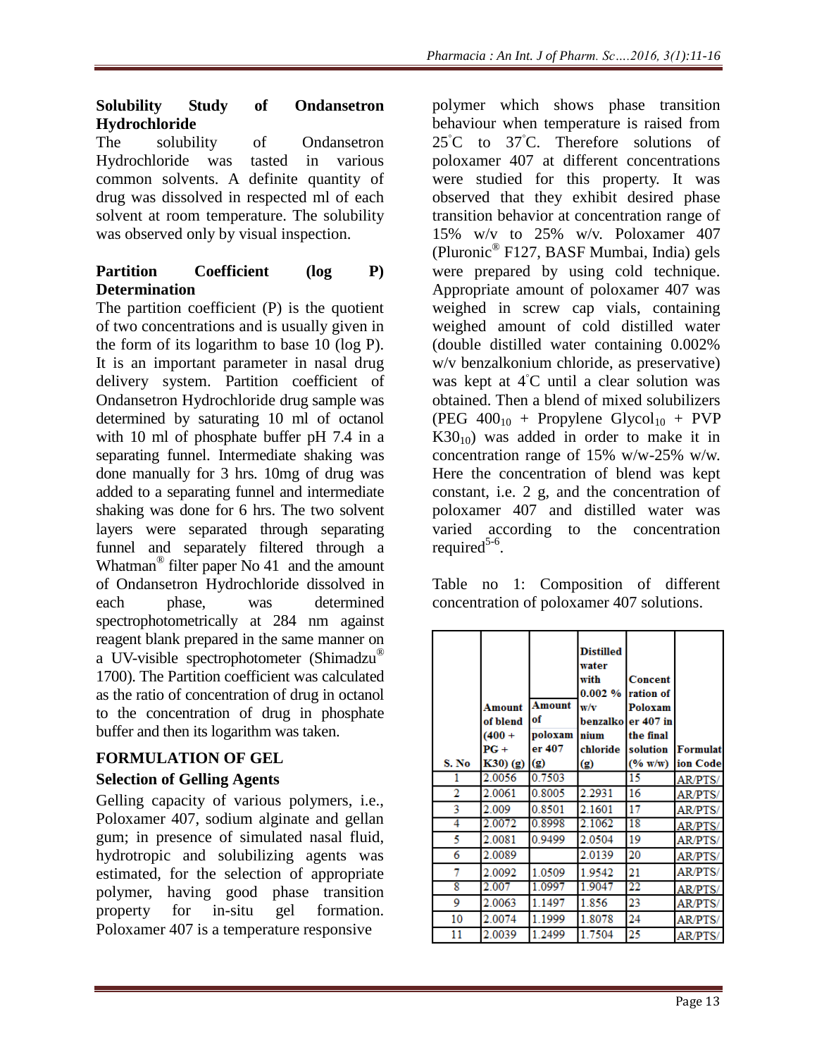**Solubility Study of Ondansetron Hydrochloride**

The solubility of Ondansetron Hydrochloride was tasted in various common solvents. A definite quantity of drug was dissolved in respected ml of each solvent at room temperature. The solubility was observed only by visual inspection.

**Partition Coefficient (log P) Determination**

The partition coefficient (P) is the quotient of two concentrations and is usually given in the form of its logarithm to base 10 (log P). It is an important parameter in nasal drug delivery system. Partition coefficient of Ondansetron Hydrochloride drug sample was determined by saturating 10 ml of octanol with 10 ml of phosphate buffer pH 7.4 in a separating funnel. Intermediate shaking was done manually for 3 hrs. 10mg of drug was added to a separating funnel and intermediate shaking was done for 6 hrs. The two solvent layers were separated through separating funnel and separately filtered through a Whatman® filter paper No 41 and the amount of Ondansetron Hydrochloride dissolved in each phase, was determined spectrophotometrically at 284 nm against reagent blank prepared in the same manner on a UV-visible spectrophotometer (Shimadzu® 1700). The Partition coefficient was calculated as the ratio of concentration of drug in octanol to the concentration of drug in phosphate buffer and then its logarithm was taken.

## FORMULATION OF GEL

**Selection of Gelling Agents**

Gelling capacity of various polymers, i.e., Poloxamer 407, sodium alginate and gellan gum; in presence of simulated nasal fluid, hydrotropic and solubilizing agents was estimated, for the selection of appropriate polymer, having good phase transition property for in-situ gel formation. Poloxamer 407 is a temperature responsive polymer which shows phase transition behaviour when temperature is raised from 25°C to 37°C. Therefore solutions of poloxamer 407 at different concentrations were studied for this property. It was observed that they exhibit desired phase transition behavior at concentration range of 15% w/v to 25% w/v. Poloxamer 407 (Pluronic® F127, BASF Mumbai, India) gels were prepared by using cold technique. Appropriate amount of poloxamer 407 was weighed in screw cap vials, containing weighed amount of cold distilled water (double distilled water containing 0.002% w/v benzalkonium chloride, as preservative) was kept at 4°C until a clear solution was obtained. Then a blend of mixed solubilizers (PEG $400_{10}$ + Propylene $\text{Glycol}_{10}$ + PVP $K30_{10}$) was added in order to make it in concentration range of 15% w/w-25% w/w. Here the concentration of blend was kept constant, i.e. 2 g, and the concentration of poloxamer 407 and distilled water was varied according to the concentration required[5-6].

Table no 1: Composition of different concentration of poloxamer 407 solutions.

| S. No | Amount of blend (400 + PG + K30) (g) | Amount of poloxamer 407 (g) | Distilled water with 0.002 % w/v benzalkonium chloride (g) | Concentration of Poloxamer 407 in the final solution (% w/w) | Formulation Code |
|---|---|---|---|---|---|
| 1 | 2.0056 | 0.7503 | | 15 | AR/PTS/ |
| 2 | 2.0061 | 0.8005 | 2.2931 | 16 | AR/PTS/ |
| 3 | 2.009 | 0.8501 | 2.1601 | 17 | AR/PTS/ |
| 4 | 2.0072 | 0.8998 | 2.1062 | 18 | AR/PTS/ |
| 5 | 2.0081 | 0.9499 | 2.0504 | 19 | AR/PTS/ |
| 6 | 2.0089 | | 2.0139 | 20 | AR/PTS/ |
| 7 | 2.0092 | 1.0509 | 1.9542 | 21 | AR/PTS/ |
| 8 | 2.007 | 1.0997 | 1.9047 | 22 | AR/PTS/ |
| 9 | 2.0063 | 1.1497 | 1.856 | 23 | AR/PTS/ |
| 10 | 2.0074 | 1.1999 | 1.8078 | 24 | AR/PTS/ |
| 11 | 2.0039 | 1.2499 | 1.7504 | 25 | AR/PTS/ |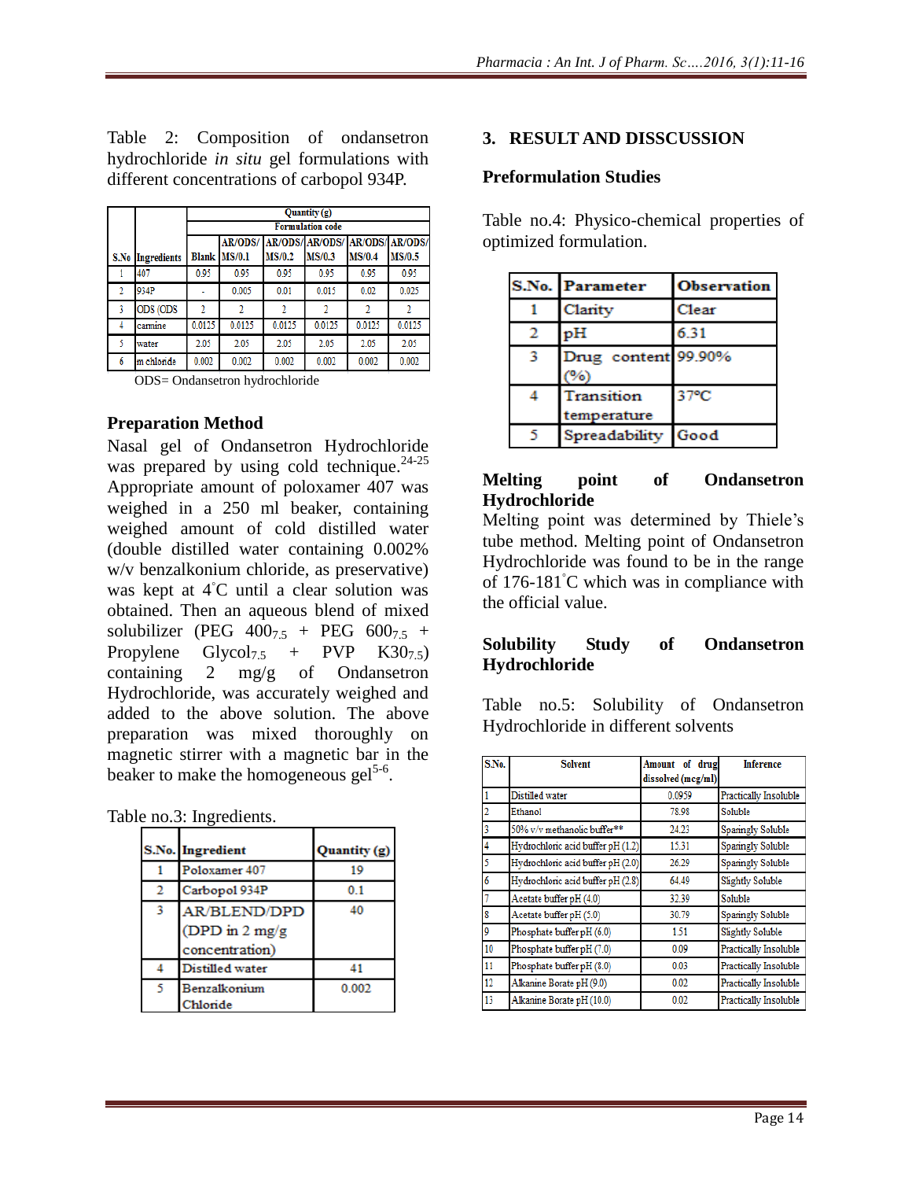Table 2: Composition of ondansetron hydrochloride *in situ* gel formulations with different concentrations of carbopol 934P.

| S.No | Ingredients | Quantity (g) | | | | | |
|---|---|---|---|---|---|---|---|
| | | Formulation code | | | | | |
| | | Blank | AR/ODS/ MS/0.1 | AR/ODS/ MS/0.2 | AR/ODS/ MS/0.3 | AR/ODS/ MS/0.4 | AR/ODS/ MS/0.5 |
| 1 | 407 | 0.95 | 0.95 | 0.95 | 0.95 | 0.95 | 0.95 |
| 2 | 934P | - | 0.005 | 0.01 | 0.015 | 0.02 | 0.025 |
| 3 | ODS (ODS | 2 | 2 | 2 | 2 | 2 | 2 |
| 4 | carmine | 0.0125 | 0.0125 | 0.0125 | 0.0125 | 0.0125 | 0.0125 |
| 5 | water | 2.05 | 2.05 | 2.05 | 2.05 | 2.05 | 2.05 |
| 6 | m chloride | 0.002 | 0.002 | 0.002 | 0.002 | 0.002 | 0.002 |

ODS= Ondansetron hydrochloride

### Preparation Method

Nasal gel of Ondansetron Hydrochloride was prepared by using cold technique.[24-25] Appropriate amount of poloxamer 407 was weighed in a 250 ml beaker, containing weighed amount of cold distilled water (double distilled water containing 0.002% w/v benzalkonium chloride, as preservative) was kept at 4°C until a clear solution was obtained. Then an aqueous blend of mixed solubilizer (PEG $400_{7.5}$ + PEG $600_{7.5}$ + Propylene $\text{Glycol}_{7.5}$ + PVP $\text{K30}_{7.5}$) containing 2 mg/g of Ondansetron Hydrochloride, was accurately weighed and added to the above solution. The above preparation was mixed thoroughly on magnetic stirrer with a magnetic bar in the beaker to make the homogeneous gel[5-6].

Table no.3: Ingredients.

| S.No. | Ingredient | Quantity (g) |
|---|---|---|
| 1 | Poloxamer 407 | 19 |
| 2 | Carbopol 934P | 0.1 |
| 3 | AR/BLEND/DPD (DPD in 2 mg/g concentration) | 40 |
| 4 | Distilled water | 41 |
| 5 | Benzalkonium Chloride | 0.002 |

## 3. RESULT AND DISSCUSSION

### Preformulation Studies

Table no.4: Physico-chemical properties of optimized formulation.

| S.No. | Parameter | Observation |
|---|---|---|
| 1 | Clarity | Clear |
| 2 | pH | 6.31 |
| 3 | Drug content (%) | 99.90% |
| 4 | Transition temperature | 37°C |
| 5 | Spreadability | Good |

### Melting point of Ondansetron Hydrochloride

Melting point was determined by Thiele's tube method. Melting point of Ondansetron Hydrochloride was found to be in the range of 176-181°C which was in compliance with the official value.

### Solubility Study of Ondansetron Hydrochloride

Table no.5: Solubility of Ondansetron Hydrochloride in different solvents

| S.No. | Solvent | Amount of drug dissolved (mcg/ml) | Inference |
|---|---|---|---|
| 1 | Distilled water | 0.0959 | Practically Insoluble |
| 2 | Ethanol | 78.98 | Soluble |
| 3 | 50% v/v methanolic buffer** | 24.23 | Sparingly Soluble |
| 4 | Hydrochloric acid buffer pH (1.2) | 15.31 | Sparingly Soluble |
| 5 | Hydrochloric acid buffer pH (2.0) | 26.29 | Sparingly Soluble |
| 6 | Hydrochloric acid buffer pH (2.8) | 64.49 | Slightly Soluble |
| 7 | Acetate buffer pH (4.0) | 32.39 | Soluble |
| 8 | Acetate buffer pH (5.0) | 30.79 | Sparingly Soluble |
| 9 | Phosphate buffer pH (6.0) | 1.51 | Slightly Soluble |
| 10 | Phosphate buffer pH (7.0) | 0.09 | Practically Insoluble |
| 11 | Phosphate buffer pH (8.0) | 0.03 | Practically Insoluble |
| 12 | Alkanine Borate pH (9.0) | 0.02 | Practically Insoluble |
| 13 | Alkanine Borate pH (10.0) | 0.02 | Practically Insoluble |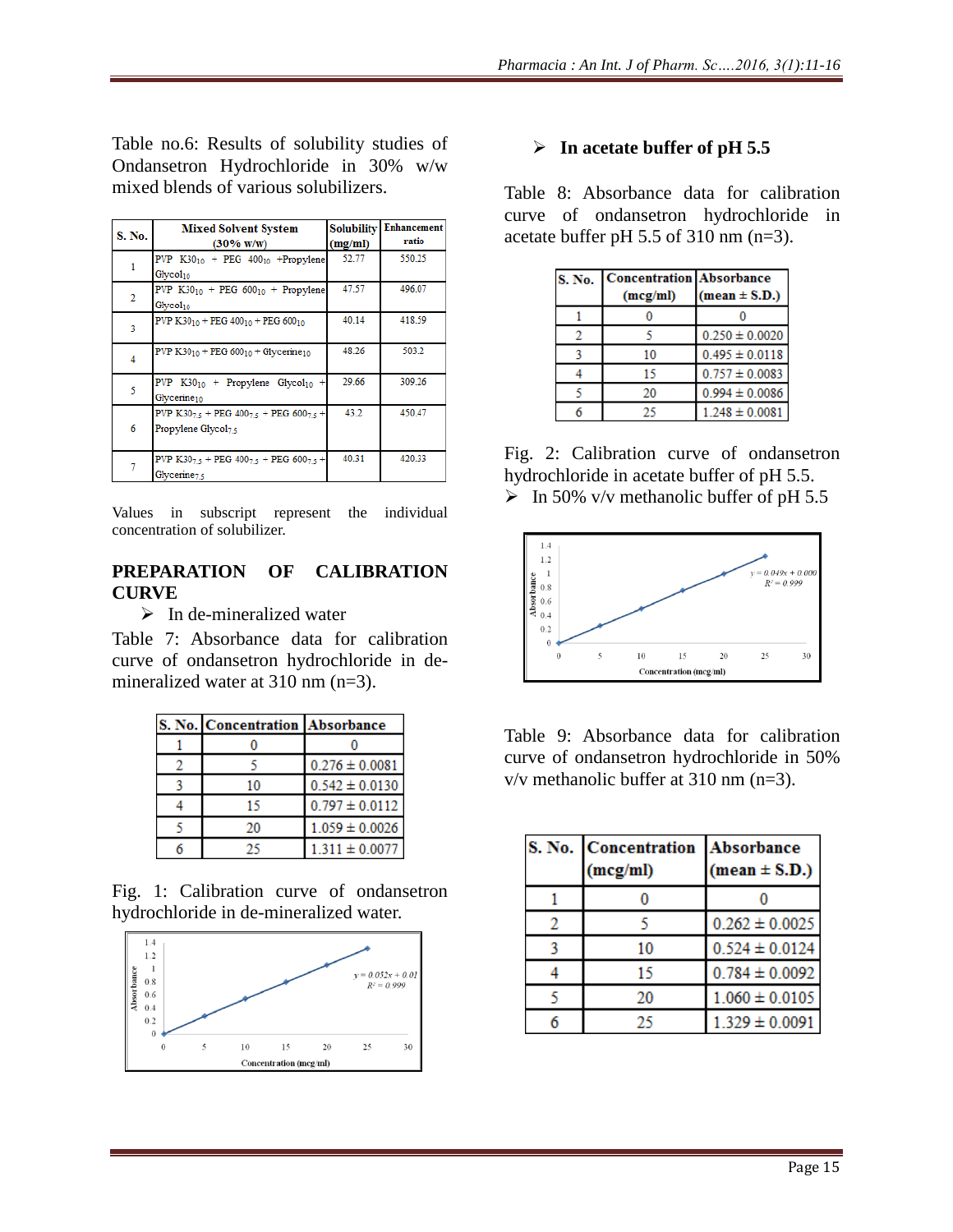Table no.6: Results of solubility studies of Ondansetron Hydrochloride in 30% w/w mixed blends of various solubilizers.

| S. No. | Mixed Solvent System (30% w/w) | Solubility (mg/ml) | Enhancement ratio |
|---|---|---|---|
| 1 | PVP K30$_{10}$ + PEG 400$_{10}$ +Propylene Glycol$_{10}$ | 52.77 | 550.25 |
| 2 | PVP K30$_{10}$ + PEG 600$_{10}$ + Propylene Glycol$_{10}$ | 47.57 | 496.07 |
| 3 | PVP K30$_{10}$ + PEG 400$_{10}$ + PEG 600$_{10}$ | 40.14 | 418.59 |
| 4 | PVP K30$_{10}$ + PEG 600$_{10}$ + Glycerine$_{10}$ | 48.26 | 503.2 |
| 5 | PVP K30$_{10}$ + Propylene Glycol$_{10}$ + Glycerine$_{10}$ | 29.66 | 309.26 |
| 6 | PVP K30$_{7.5}$ + PEG 400$_{7.5}$ + PEG 600$_{7.5}$ + Propylene Glycol$_{7.5}$ | 43.2 | 450.47 |
| 7 | PVP K30$_{7.5}$ + PEG 400$_{7.5}$ + PEG 600$_{7.5}$ + Glycerine$_{7.5}$ | 40.31 | 420.33 |

Values in subscript represent the individual concentration of solubilizer.

## PREPARATION OF CALIBRATION CURVE

- In de-mineralized water

Table 7: Absorbance data for calibration curve of ondansetron hydrochloride in de-mineralized water at 310 nm (n=3).

| S. No. | Concentration | Absorbance |
|---|---|---|
| 1 | 0 | 0 |
| 2 | 5 | 0.276 ± 0.0081 |
| 3 | 10 | 0.542 ± 0.0130 |
| 4 | 15 | 0.797 ± 0.0112 |
| 5 | 20 | 1.059 ± 0.0026 |
| 6 | 25 | 1.311 ± 0.0077 |

Fig. 1: Calibration curve of ondansetron hydrochloride in de-mineralized water.

Absorbance
Concentration (mcg/ml)
y = 0.052x + 0.01
$R^2$ = 0.999

- **In acetate buffer of pH 5.5**

Table 8: Absorbance data for calibration curve of ondansetron hydrochloride in acetate buffer pH 5.5 of 310 nm (n=3).

| S. No. | Concentration (mcg/ml) | Absorbance (mean ± S.D.) |
|---|---|---|
| 1 | 0 | 0 |
| 2 | 5 | 0.250 ± 0.0020 |
| 3 | 10 | 0.495 ± 0.0118 |
| 4 | 15 | 0.757 ± 0.0083 |
| 5 | 20 | 0.994 ± 0.0086 |
| 6 | 25 | 1.248 ± 0.0081 |

Fig. 2: Calibration curve of ondansetron hydrochloride in acetate buffer of pH 5.5.

- In 50% v/v methanolic buffer of pH 5.5

Absorbance
Concentration (mcg/ml)
y = 0.049x + 0.000
$R^2$ = 0.999

Table 9: Absorbance data for calibration curve of ondansetron hydrochloride in 50% v/v methanolic buffer at 310 nm (n=3).

| S. No. | Concentration (mcg/ml) | Absorbance (mean ± S.D.) |
|---|---|---|
| 1 | 0 | 0 |
| 2 | 5 | 0.262 ± 0.0025 |
| 3 | 10 | 0.524 ± 0.0124 |
| 4 | 15 | 0.784 ± 0.0092 |
| 5 | 20 | 1.060 ± 0.0105 |
| 6 | 25 | 1.329 ± 0.0091 |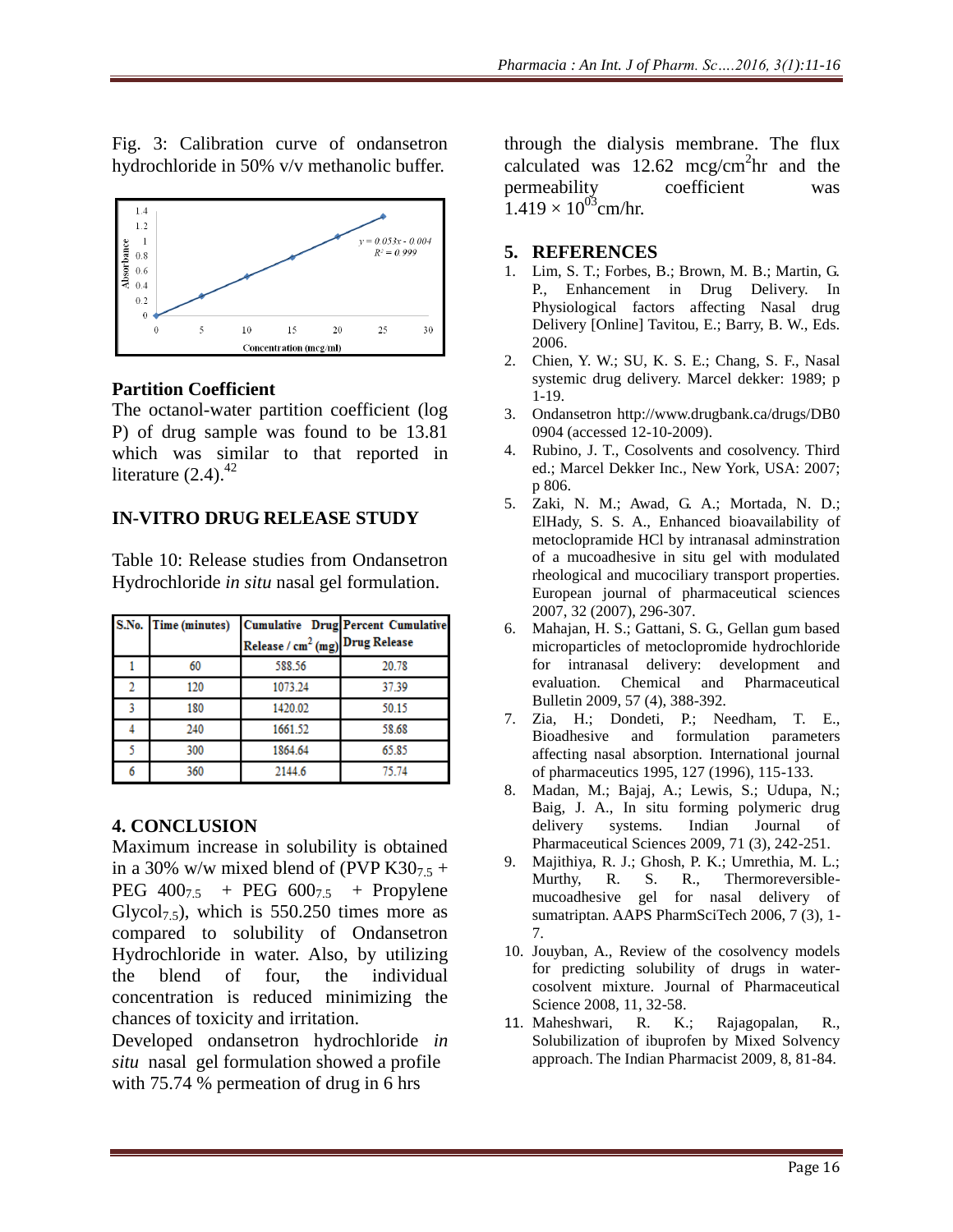Fig. 3: Calibration curve of ondansetron hydrochloride in 50% v/v methanolic buffer.

y = 0.053x - 0.004
R² = 0.999
Absorbance
Concentration (mcg/ml)

### Partition Coefficient

The octanol-water partition coefficient (log P) of drug sample was found to be 13.81 which was similar to that reported in literature (2.4).[42]

## IN-VITRO DRUG RELEASE STUDY

Table 10: Release studies from Ondansetron Hydrochloride *in situ* nasal gel formulation.

| S.No. | Time (minutes) | Cumulative Drug Release / $cm^2$ (mg) | Percent Cumulative Drug Release |
|---|---|---|---|
| 1 | 60 | 588.56 | 20.78 |
| 2 | 120 | 1073.24 | 37.39 |
| 3 | 180 | 1420.02 | 50.15 |
| 4 | 240 | 1661.52 | 58.68 |
| 5 | 300 | 1864.64 | 65.85 |
| 6 | 360 | 2144.6 | 75.74 |

## 4. CONCLUSION

Maximum increase in solubility is obtained in a 30% w/w mixed blend of (PVP $K30_{7.5}$ + PEG $400_{7.5}$ + PEG $600_{7.5}$ + Propylene $Glycol_{7.5}$), which is 550.250 times more as compared to solubility of Ondansetron Hydrochloride in water. Also, by utilizing the blend of four, the individual concentration is reduced minimizing the chances of toxicity and irritation.

Developed ondansetron hydrochloride *in situ* nasal gel formulation showed a profile with 75.74 % permeation of drug in 6 hrs through the dialysis membrane. The flux calculated was 12.62 mcg/$cm^2$hr and the permeability coefficient was $1.419 \times 10^{03}$cm/hr.

## 5. REFERENCES

1. Lim, S. T.; Forbes, B.; Brown, M. B.; Martin, G. P., Enhancement in Drug Delivery. In Physiological factors affecting Nasal drug Delivery [Online] Tavitou, E.; Barry, B. W., Eds. 2006.
2. Chien, Y. W.; SU, K. S. E.; Chang, S. F., Nasal systemic drug delivery. Marcel dekker: 1989; p 1-19.
3. Ondansetron http://www.drugbank.ca/drugs/DB00904 (accessed 12-10-2009).
4. Rubino, J. T., Cosolvents and cosolvency. Third ed.; Marcel Dekker Inc., New York, USA: 2007; p 806.
5. Zaki, N. M.; Awad, G. A.; Mortada, N. D.; ElHady, S. S. A., Enhanced bioavailability of metoclopramide HCl by intranasal adminstration of a mucoadhesive in situ gel with modulated rheological and mucociliary transport properties. European journal of pharmaceutical sciences 2007, 32 (2007), 296-307.
6. Mahajan, H. S.; Gattani, S. G., Gellan gum based microparticles of metoclopromide hydrochloride for intranasal delivery: development and evaluation. Chemical and Pharmaceutical Bulletin 2009, 57 (4), 388-392.
7. Zia, H.; Dondeti, P.; Needham, T. E., Bioadhesive and formulation parameters affecting nasal absorption. International journal of pharmaceutics 1995, 127 (1996), 115-133.
8. Madan, M.; Bajaj, A.; Lewis, S.; Udupa, N.; Baig, J. A., In situ forming polymeric drug delivery systems. Indian Journal of Pharmaceutical Sciences 2009, 71 (3), 242-251.
9. Majithiya, R. J.; Ghosh, P. K.; Umrethia, M. L.; Murthy, R. S. R., Thermoreversible-mucoadhesive gel for nasal delivery of sumatriptan. AAPS PharmSciTech 2006, 7 (3), 1-7.
10. Jouyban, A., Review of the cosolvency models for predicting solubility of drugs in water-cosolvent mixture. Journal of Pharmaceutical Science 2008, 11, 32-58.
11. Maheshwari, R. K.; Rajagopalan, R., Solubilization of ibuprofen by Mixed Solvency approach. The Indian Pharmacist 2009, 8, 81-84.